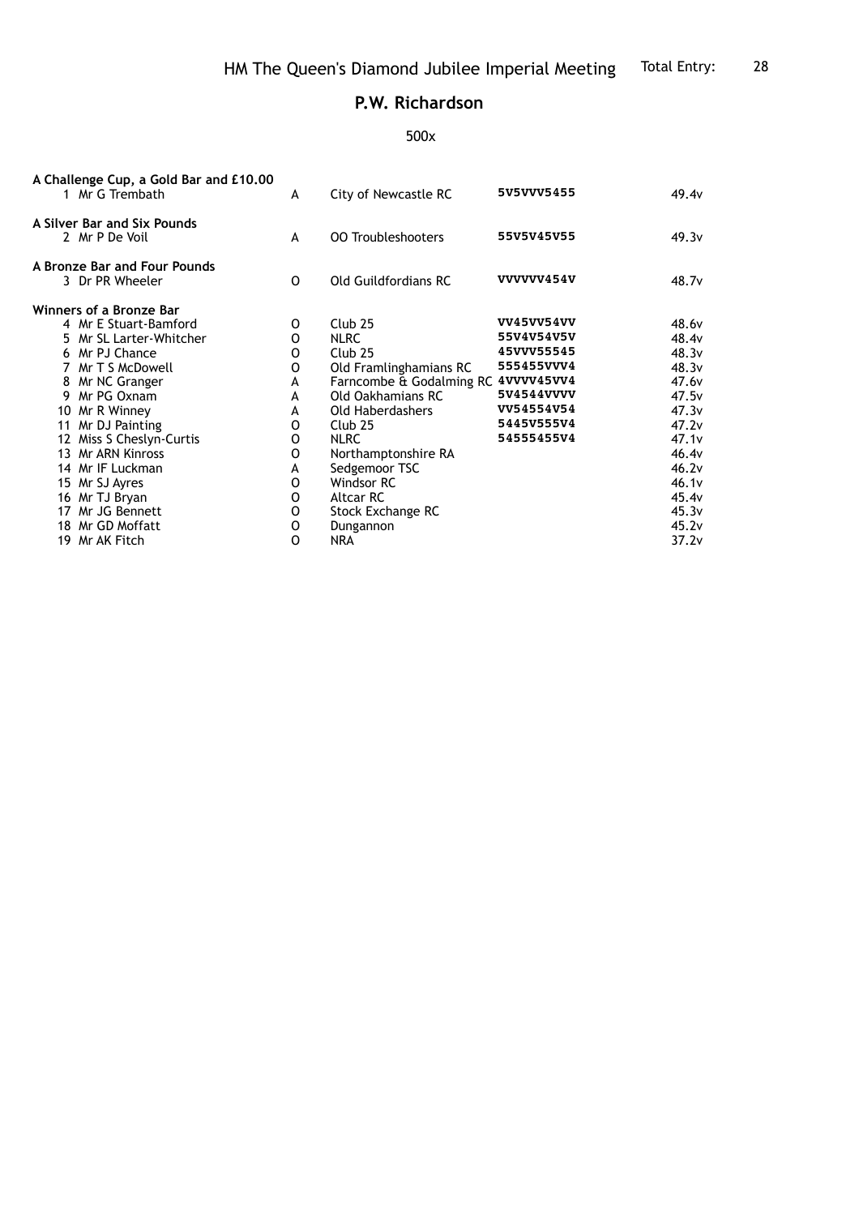# HM The Queen's Diamond Jubilee Imperial Meeting

Total Entry: 28

## P.W. Richardson

500x

**A Challenge Cup, a Gold Bar and £10.00**

| Pos | Name | Class | Club | Scores | Total |
|---|---|---|---|---|---|
| 1 | Mr G Trembath | A | City of Newcastle RC | 5V5VVV5455 | 49.4v |

**A Silver Bar and Six Pounds**

| Pos | Name | Class | Club | Scores | Total |
|---|---|---|---|---|---|
| 2 | Mr P De Voil | A | OO Troubleshooters | 55V5V45V55 | 49.3v |

**A Bronze Bar and Four Pounds**

| Pos | Name | Class | Club | Scores | Total |
|---|---|---|---|---|---|
| 3 | Dr PR Wheeler | O | Old Guildfordians RC | VVVVVV454V | 48.7v |

**Winners of a Bronze Bar**

| Pos | Name | Class | Club | Scores | Total |
|---|---|---|---|---|---|
| 4 | Mr E Stuart-Bamford | O | Club 25 | VV45VV54VV | 48.6v |
| 5 | Mr SL Larter-Whitcher | O | NLRC | 55V4V54V5V | 48.4v |
| 6 | Mr PJ Chance | O | Club 25 | 45VVV55545 | 48.3v |
| 7 | Mr T S McDowell | O | Old Framlinghamians RC | 555455VVV4 | 48.3v |
| 8 | Mr NC Granger | A | Farncombe & Godalming RC | 4VVVV45VV4 | 47.6v |
| 9 | Mr PG Oxnam | A | Old Oakhamians RC | 5V4544VVVV | 47.5v |
| 10 | Mr R Winney | A | Old Haberdashers | VV54554V54 | 47.3v |
| 11 | Mr DJ Painting | O | Club 25 | 5445V555V4 | 47.2v |
| 12 | Miss S Cheslyn-Curtis | O | NLRC | 54555455V4 | 47.1v |
| 13 | Mr ARN Kinross | O | Northamptonshire RA | | 46.4v |
| 14 | Mr IF Luckman | A | Sedgemoor TSC | | 46.2v |
| 15 | Mr SJ Ayres | O | Windsor RC | | 46.1v |
| 16 | Mr TJ Bryan | O | Altcar RC | | 45.4v |
| 17 | Mr JG Bennett | O | Stock Exchange RC | | 45.3v |
| 18 | Mr GD Moffatt | O | Dungannon | | 45.2v |
| 19 | Mr AK Fitch | O | NRA | | 37.2v |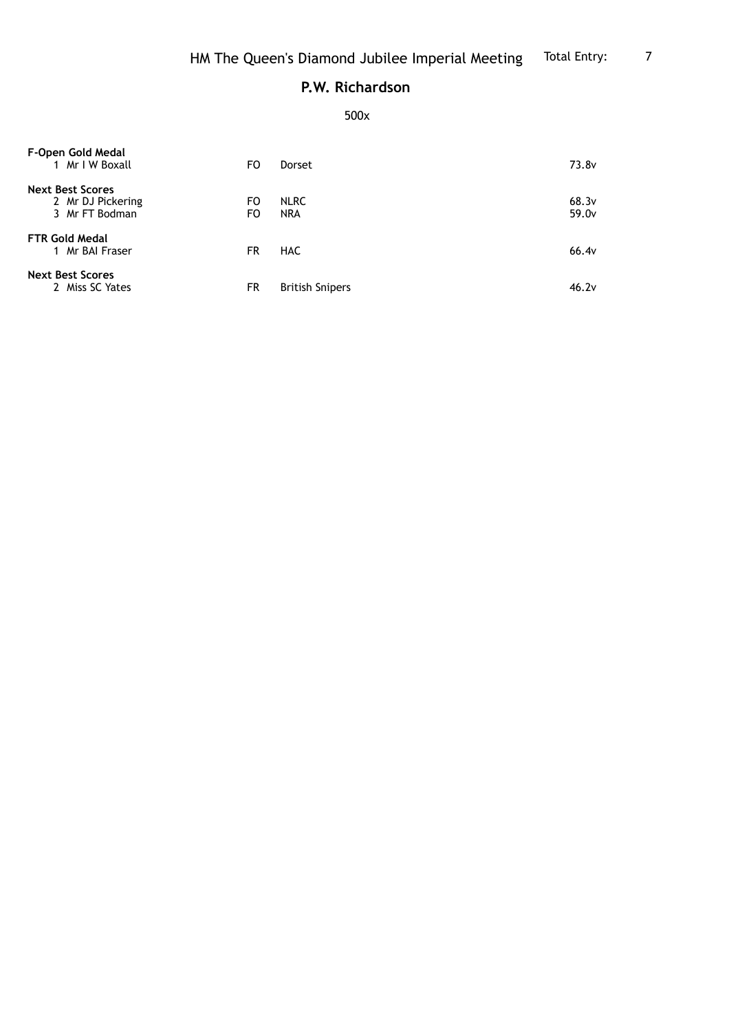HM The Queen's Diamond Jubilee Imperial Meeting Total Entry: 7

## P.W. Richardson

500x

| | | | |
|---|---|---|---|
| **F-Open Gold Medal** | | | |
| 1 Mr I W Boxall | FO | Dorset | 73.8v |
| **Next Best Scores** | | | |
| 2 Mr DJ Pickering | FO | NLRC | 68.3v |
| 3 Mr FT Bodman | FO | NRA | 59.0v |
| **FTR Gold Medal** | | | |
| 1 Mr BAI Fraser | FR | HAC | 66.4v |
| **Next Best Scores** | | | |
| 2 Miss SC Yates | FR | British Snipers | 46.2v |